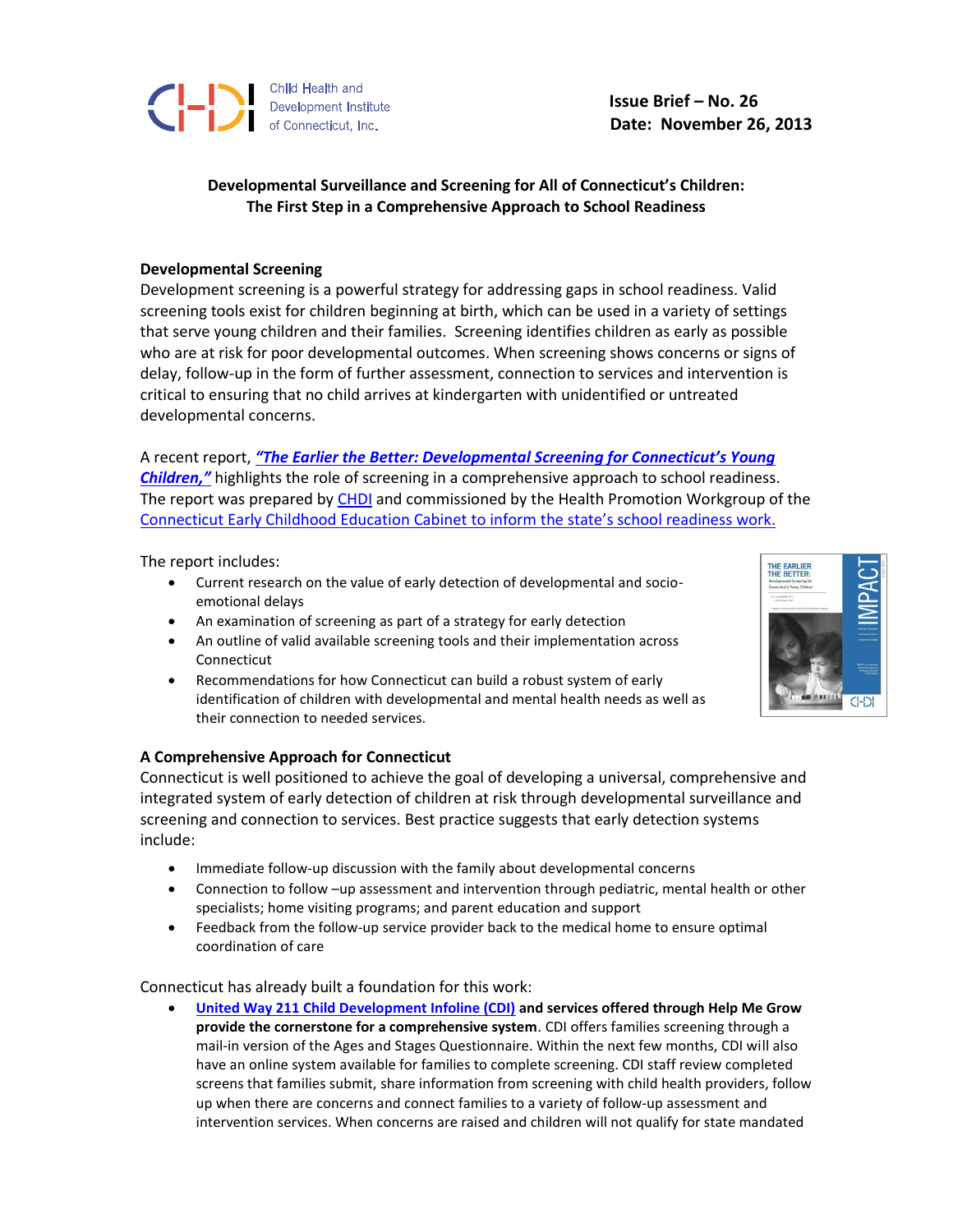Child Health and Development Institute of Connecticut, Inc.

**Issue Brief – No. 26**
**Date: November 26, 2013**

## Developmental Surveillance and Screening for All of Connecticut's Children: The First Step in a Comprehensive Approach to School Readiness

### Developmental Screening

Development screening is a powerful strategy for addressing gaps in school readiness. Valid screening tools exist for children beginning at birth, which can be used in a variety of settings that serve young children and their families. Screening identifies children as early as possible who are at risk for poor developmental outcomes. When screening shows concerns or signs of delay, follow-up in the form of further assessment, connection to services and intervention is critical to ensuring that no child arrives at kindergarten with unidentified or untreated developmental concerns.

A recent report, ***"The Earlier the Better: Developmental Screening for Connecticut's Young Children,"*** highlights the role of screening in a comprehensive approach to school readiness. The report was prepared by CHDI and commissioned by the Health Promotion Workgroup of the Connecticut Early Childhood Education Cabinet to inform the state's school readiness work.

The report includes:

- Current research on the value of early detection of developmental and socio-emotional delays
- An examination of screening as part of a strategy for early detection
- An outline of valid available screening tools and their implementation across Connecticut
- Recommendations for how Connecticut can build a robust system of early identification of children with developmental and mental health needs as well as their connection to needed services.

### A Comprehensive Approach for Connecticut

Connecticut is well positioned to achieve the goal of developing a universal, comprehensive and integrated system of early detection of children at risk through developmental surveillance and screening and connection to services. Best practice suggests that early detection systems include:

- Immediate follow-up discussion with the family about developmental concerns
- Connection to follow –up assessment and intervention through pediatric, mental health or other specialists; home visiting programs; and parent education and support
- Feedback from the follow-up service provider back to the medical home to ensure optimal coordination of care

Connecticut has already built a foundation for this work:

- **United Way 211 Child Development Infoline (CDI) and services offered through Help Me Grow provide the cornerstone for a comprehensive system**. CDI offers families screening through a mail-in version of the Ages and Stages Questionnaire. Within the next few months, CDI will also have an online system available for families to complete screening. CDI staff review completed screens that families submit, share information from screening with child health providers, follow up when there are concerns and connect families to a variety of follow-up assessment and intervention services. When concerns are raised and children will not qualify for state mandated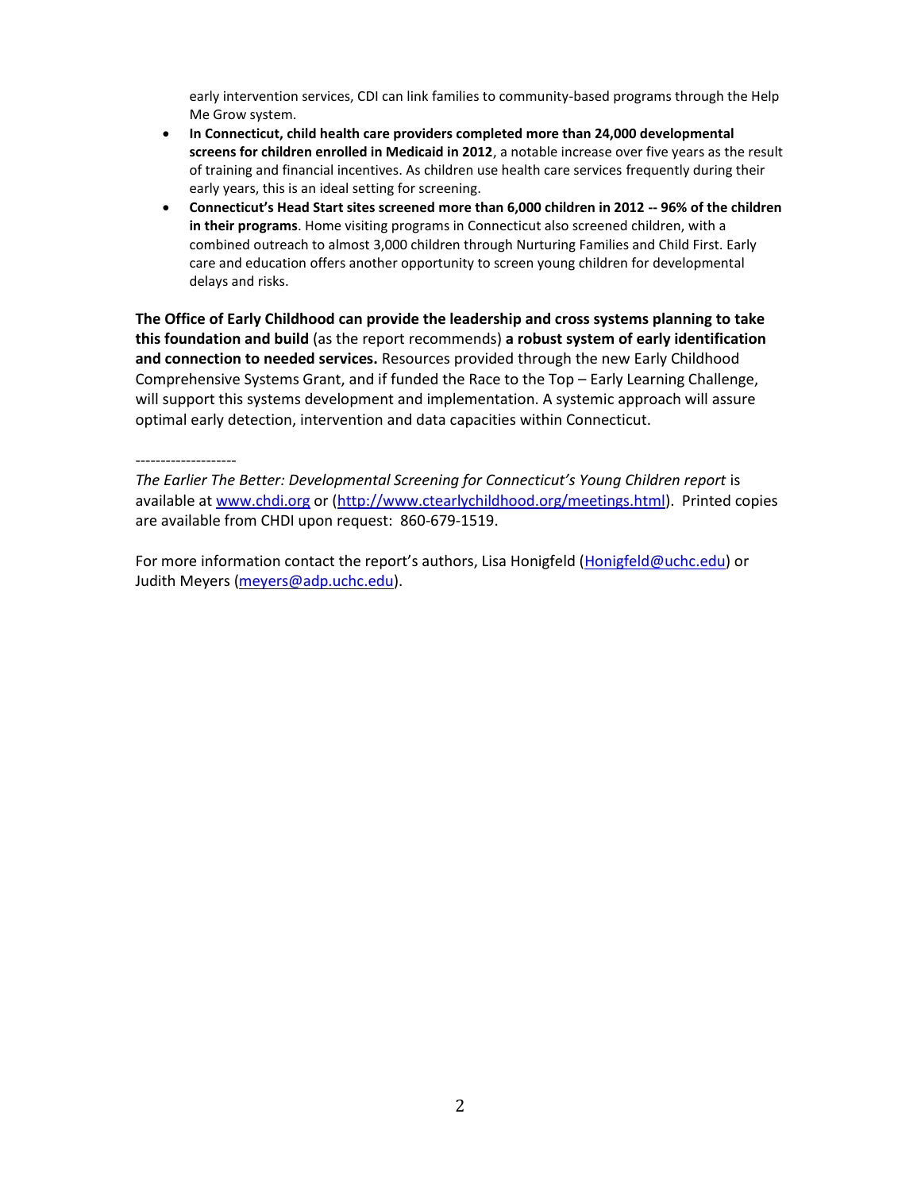early intervention services, CDI can link families to community-based programs through the Help Me Grow system.

- **In Connecticut, child health care providers completed more than 24,000 developmental screens for children enrolled in Medicaid in 2012**, a notable increase over five years as the result of training and financial incentives. As children use health care services frequently during their early years, this is an ideal setting for screening.
- **Connecticut's Head Start sites screened more than 6,000 children in 2012 -- 96% of the children in their programs**. Home visiting programs in Connecticut also screened children, with a combined outreach to almost 3,000 children through Nurturing Families and Child First. Early care and education offers another opportunity to screen young children for developmental delays and risks.

**The Office of Early Childhood can provide the leadership and cross systems planning to take this foundation and build** (as the report recommends) **a robust system of early identification and connection to needed services.** Resources provided through the new Early Childhood Comprehensive Systems Grant, and if funded the Race to the Top – Early Learning Challenge, will support this systems development and implementation. A systemic approach will assure optimal early detection, intervention and data capacities within Connecticut.

--------------------

*The Earlier The Better: Developmental Screening for Connecticut's Young Children report* is available at www.chdi.org or (http://www.ctearlychildhood.org/meetings.html). Printed copies are available from CHDI upon request: 860-679-1519.

For more information contact the report's authors, Lisa Honigfeld (Honigfeld@uchc.edu) or Judith Meyers (meyers@adp.uchc.edu).